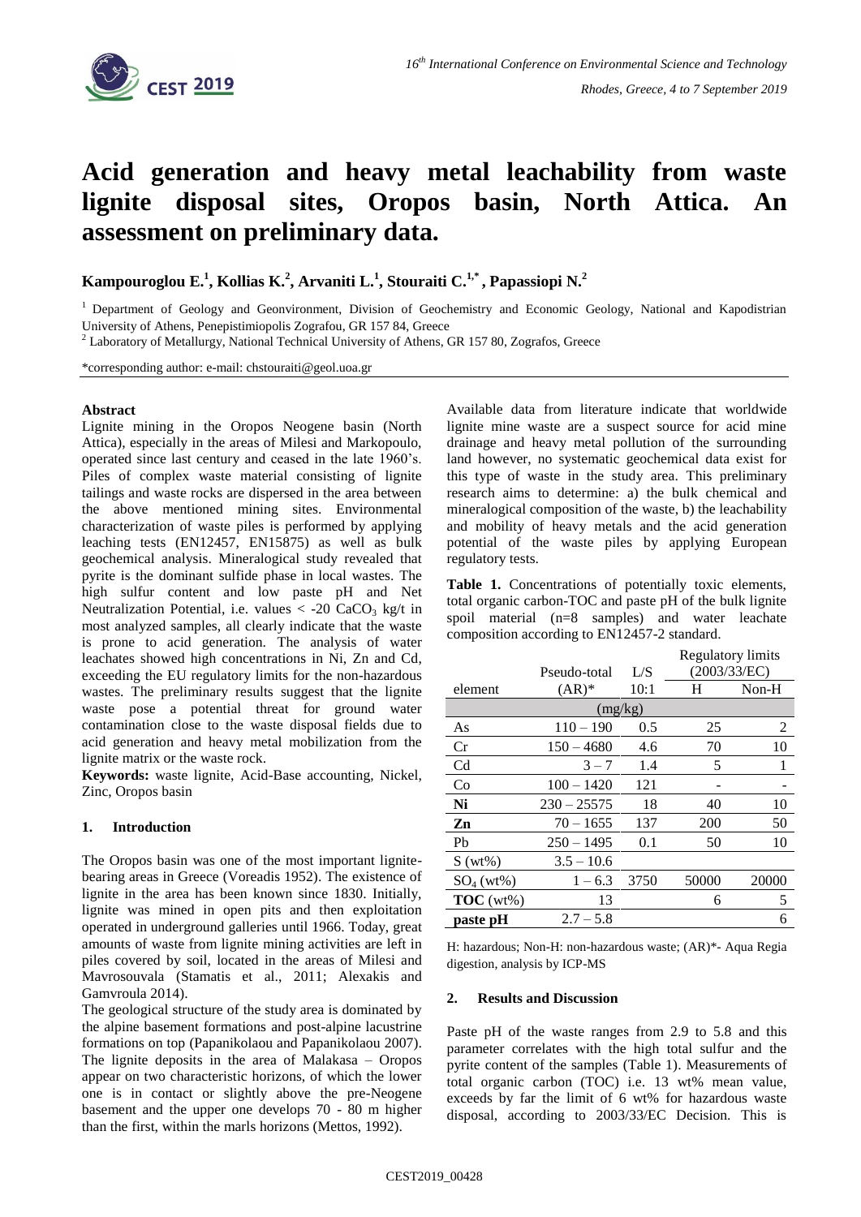# Acid generation and heavy metal leachability from waste lignite disposal sites, Oropos basin, North Attica. An assessment on preliminary data.

**Kampouroglou E.[1], Kollias K.[2], Arvaniti L.[1], Stouraiti C.[1,*], Papassiopi N.[2]**

[1] Department of Geology and Geonvironment, Division of Geochemistry and Economic Geology, National and Kapodistrian University of Athens, Penepistimiopolis Zografou, GR 157 84, Greece

[2] Laboratory of Metallurgy, National Technical University of Athens, GR 157 80, Zografos, Greece

*corresponding author: e-mail: chstouraiti@geol.uoa.gr

#### Abstract

Lignite mining in the Oropos Neogene basin (North Attica), especially in the areas of Milesi and Markopoulo, operated since last century and ceased in the late 1960's. Piles of complex waste material consisting of lignite tailings and waste rocks are dispersed in the area between the above mentioned mining sites. Environmental characterization of waste piles is performed by applying leaching tests (EN12457, EN15875) as well as bulk geochemical analysis. Mineralogical study revealed that pyrite is the dominant sulfide phase in local wastes. The high sulfur content and low paste pH and Net Neutralization Potential, i.e. values < -20 $CaCO_3$ kg/t in most analyzed samples, all clearly indicate that the waste is prone to acid generation. The analysis of water leachates showed high concentrations in Ni, Zn and Cd, exceeding the EU regulatory limits for the non-hazardous wastes. The preliminary results suggest that the lignite waste pose a potential threat for ground water contamination close to the waste disposal fields due to acid generation and heavy metal mobilization from the lignite matrix or the waste rock.

**Keywords:** waste lignite, Acid-Base accounting, Nickel, Zinc, Oropos basin

## 1. Introduction

The Oropos basin was one of the most important lignite-bearing areas in Greece (Voreadis 1952). The existence of lignite in the area has been known since 1830. Initially, lignite was mined in open pits and then exploitation operated in underground galleries until 1966. Today, great amounts of waste from lignite mining activities are left in piles covered by soil, located in the areas of Milesi and Mavrosouvala (Stamatis et al., 2011; Alexakis and Gamvroula 2014).

The geological structure of the study area is dominated by the alpine basement formations and post-alpine lacustrine formations on top (Papanikolaou and Papanikolaou 2007). The lignite deposits in the area of Malakasa – Oropos appear on two characteristic horizons, of which the lower one is in contact or slightly above the pre-Neogene basement and the upper one develops 70 - 80 m higher than the first, within the marls horizons (Mettos, 1992).

Available data from literature indicate that worldwide lignite mine waste are a suspect source for acid mine drainage and heavy metal pollution of the surrounding land however, no systematic geochemical data exist for this type of waste in the study area. This preliminary research aims to determine: a) the bulk chemical and mineralogical composition of the waste, b) the leachability and mobility of heavy metals and the acid generation potential of the waste piles by applying European regulatory tests.

**Table 1.** Concentrations of potentially toxic elements, total organic carbon-TOC and paste pH of the bulk lignite spoil material (n=8 samples) and water leachate composition according to EN12457-2 standard.

| element | Pseudo-total (AR)* | L/S 10:1 | Regulatory limits (2003/33/EC) H | Non-H |
|---|---|---|---|---|
| (mg/kg) | | | | |
| As | 110 – 190 | 0.5 | 25 | 2 |
| Cr | 150 – 4680 | 4.6 | 70 | 10 |
| Cd | 3 – 7 | 1.4 | 5 | 1 |
| Co | 100 – 1420 | 121 | - | - |
| **Ni** | 230 – 25575 | 18 | 40 | 10 |
| **Zn** | 70 – 1655 | 137 | 200 | 50 |
| Pb | 250 – 1495 | 0.1 | 50 | 10 |
| S (wt%) | 3.5 – 10.6 | | | |
| $SO_4$ (wt%) | 1 – 6.3 | 3750 | 50000 | 20000 |
| **TOC** (wt%) | 13 | | 6 | 5 |
| **paste pH** | 2.7 – 5.8 | | | 6 |

H: hazardous; Non-H: non-hazardous waste; (AR)*- Aqua Regia digestion, analysis by ICP-MS

## 2. Results and Discussion

Paste pH of the waste ranges from 2.9 to 5.8 and this parameter correlates with the high total sulfur and the pyrite content of the samples (Table 1). Measurements of total organic carbon (TOC) i.e. 13 wt% mean value, exceeds by far the limit of 6 wt% for hazardous waste disposal, according to 2003/33/EC Decision. This is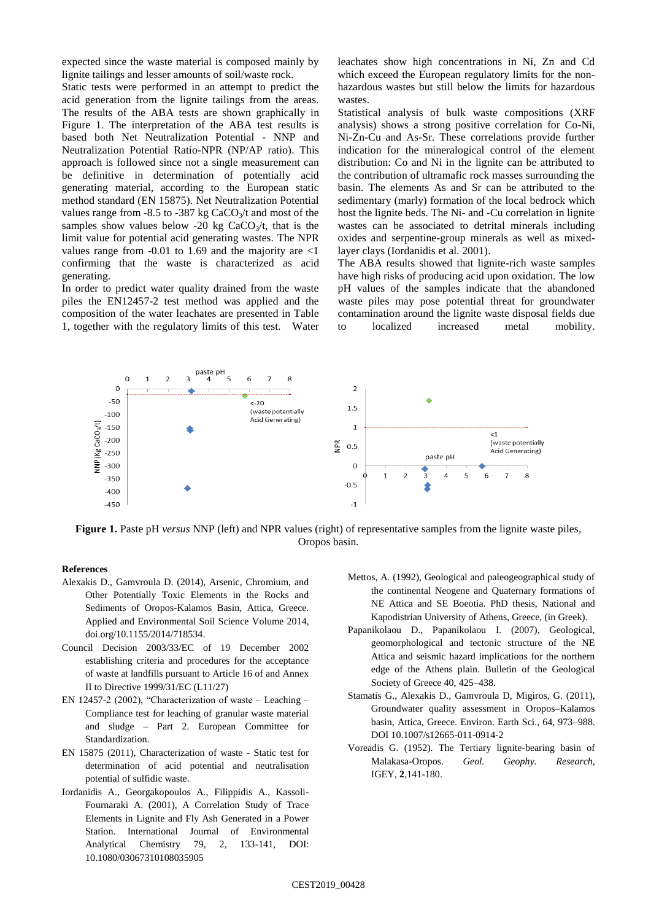expected since the waste material is composed mainly by lignite tailings and lesser amounts of soil/waste rock.

Static tests were performed in an attempt to predict the acid generation from the lignite tailings from the areas. The results of the ABA tests are shown graphically in Figure 1. The interpretation of the ABA test results is based both Net Neutralization Potential - NNP and Neutralization Potential Ratio-NPR (NP/AP ratio). This approach is followed since not a single measurement can be definitive in determination of potentially acid generating material, according to the European static method standard (EN 15875). Net Neutralization Potential values range from -8.5 to -387 kg $CaCO_3$/t and most of the samples show values below -20 kg $CaCO_3$/t, that is the limit value for potential acid generating wastes. The NPR values range from -0.01 to 1.69 and the majority are <1 confirming that the waste is characterized as acid generating.

In order to predict water quality drained from the waste piles the EN12457-2 test method was applied and the composition of the water leachates are presented in Table 1, together with the regulatory limits of this test. Water leachates show high concentrations in Ni, Zn and Cd which exceed the European regulatory limits for the non-hazardous wastes but still below the limits for hazardous wastes.

Statistical analysis of bulk waste compositions (XRF analysis) shows a strong positive correlation for Co-Ni, Ni-Zn-Cu and As-Sr. These correlations provide further indication for the mineralogical control of the element distribution: Co and Ni in the lignite can be attributed to the contribution of ultramafic rock masses surrounding the basin. The elements As and Sr can be attributed to the sedimentary (marly) formation of the local bedrock which host the lignite beds. The Ni- and -Cu correlation in lignite wastes can be associated to detrital minerals including oxides and serpentine-group minerals as well as mixed-layer clays (Iordanidis et al. 2001).

The ABA results showed that lignite-rich waste samples have high risks of producing acid upon oxidation. The low pH values of the samples indicate that the abandoned waste piles may pose potential threat for groundwater contamination around the lignite waste disposal fields due to localized increased metal mobility.

paste pH
0 1 2 3 4 5 6 7 8
NNP (Kg CaCO3/t)
0 -50 -100 -150 -200 -250 -300 -350 -400 -450
<-20
(waste potentially Acid Generating)

NPR
2 1.5 1 0.5 0 -0.5 -1
<1
(waste potentially Acid Generating)
paste pH
0 1 2 3 4 5 6 7 8

**Figure 1.** Paste pH *versus* NNP (left) and NPR values (right) of representative samples from the lignite waste piles, Oropos basin.

**References**

Alexakis D., Gamvroula D. (2014), Arsenic, Chromium, and Other Potentially Toxic Elements in the Rocks and Sediments of Oropos-Kalamos Basin, Attica, Greece. Applied and Environmental Soil Science Volume 2014, doi.org/10.1155/2014/718534.

Council Decision 2003/33/EC of 19 December 2002 establishing criteria and procedures for the acceptance of waste at landfills pursuant to Article 16 of and Annex II to Directive 1999/31/EC (L11/27)

EN 12457-2 (2002), "Characterization of waste – Leaching – Compliance test for leaching of granular waste material and sludge – Part 2. European Committee for Standardization.

EN 15875 (2011), Characterization of waste - Static test for determination of acid potential and neutralisation potential of sulfidic waste.

Iordanidis A., Georgakopoulos A., Filippidis A., Kassoli-Fournaraki A. (2001), A Correlation Study of Trace Elements in Lignite and Fly Ash Generated in a Power Station. International Journal of Environmental Analytical Chemistry 79, 2, 133-141, DOI: 10.1080/03067310108035905

Mettos, A. (1992), Geological and paleogeographical study of the continental Neogene and Quaternary formations of NE Attica and SE Boeotia. PhD thesis, National and Kapodistrian University of Athens, Greece, (in Greek).

Papanikolaou D., Papanikolaou I. (2007), Geological, geomorphological and tectonic structure of the NE Attica and seismic hazard implications for the northern edge of the Athens plain. Bulletin of the Geological Society of Greece 40, 425–438.

Stamatis G., Alexakis D., Gamvroula D, Migiros, G. (2011), Groundwater quality assessment in Oropos–Kalamos basin, Attica, Greece. Environ. Earth Sci., 64, 973–988. DOI 10.1007/s12665-011-0914-2

Voreadis G. (1952). The Tertiary lignite-bearing basin of Malakasa-Oropos. *Geol. Geophy. Research*, IGEY, **2**,141-180.